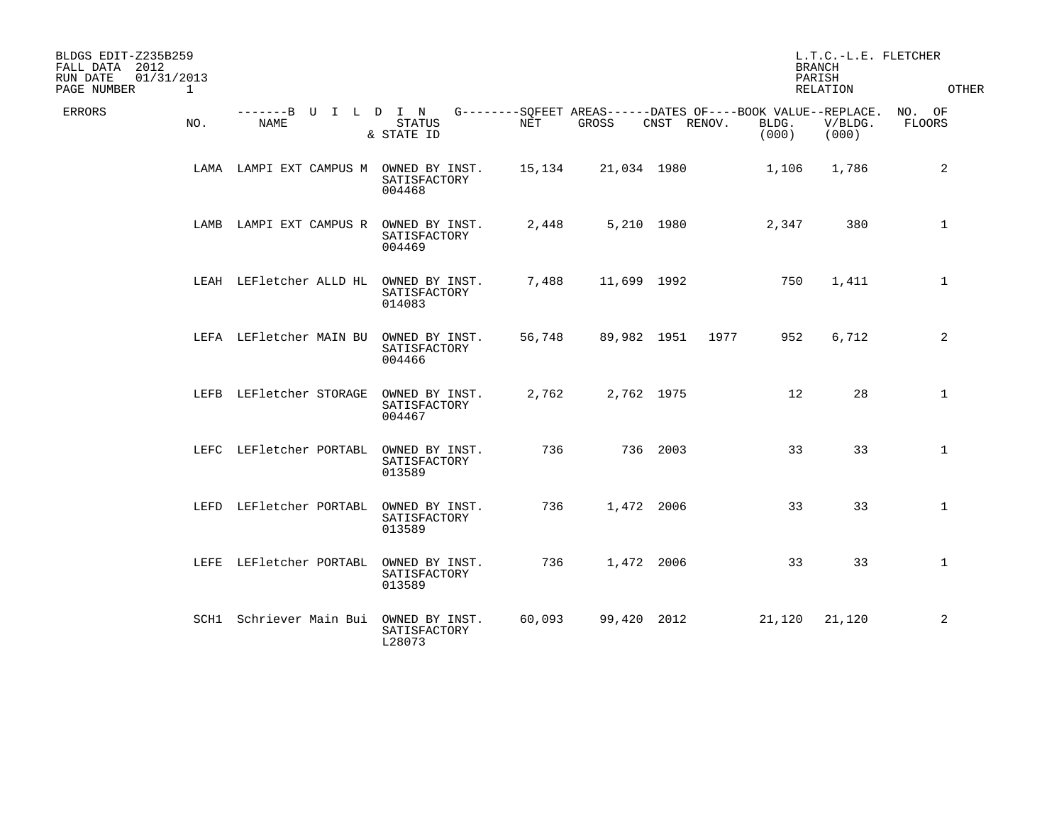BLDGS EDIT-Z235B259
FALL DATA 2012
RUN DATE 01/31/2013
PAGE NUMBER 1

L.T.C.-L.E. FLETCHER
BRANCH
PARISH
RELATION
OTHER

| ERRORS | NO. | NAME | STATUS & STATE ID | NET | GROSS | CNST | RENOV. | BLDG. (000) | REPLACE. V/BLDG. (000) | NO. OF FLOORS |
|---|---|---|---|---|---|---|---|---|---|---|
| | LAMA | LAMPI EXT CAMPUS M | OWNED BY INST. SATISFACTORY 004468 | 15,134 | 21,034 | 1980 | | 1,106 | 1,786 | 2 |
| | LAMB | LAMPI EXT CAMPUS R | OWNED BY INST. SATISFACTORY 004469 | 2,448 | 5,210 | 1980 | | 2,347 | 380 | 1 |
| | LEAH | LEFletcher ALLD HL | OWNED BY INST. SATISFACTORY 014083 | 7,488 | 11,699 | 1992 | | 750 | 1,411 | 1 |
| | LEFA | LEFletcher MAIN BU | OWNED BY INST. SATISFACTORY 004466 | 56,748 | 89,982 | 1951 | 1977 | 952 | 6,712 | 2 |
| | LEFB | LEFletcher STORAGE | OWNED BY INST. SATISFACTORY 004467 | 2,762 | 2,762 | 1975 | | 12 | 28 | 1 |
| | LEFC | LEFletcher PORTABL | OWNED BY INST. SATISFACTORY 013589 | 736 | 736 | 2003 | | 33 | 33 | 1 |
| | LEFD | LEFletcher PORTABL | OWNED BY INST. SATISFACTORY 013589 | 736 | 1,472 | 2006 | | 33 | 33 | 1 |
| | LEFE | LEFletcher PORTABL | OWNED BY INST. SATISFACTORY 013589 | 736 | 1,472 | 2006 | | 33 | 33 | 1 |
| | SCH1 | Schriever Main Bui | OWNED BY INST. SATISFACTORY L28073 | 60,093 | 99,420 | 2012 | | 21,120 | 21,120 | 2 |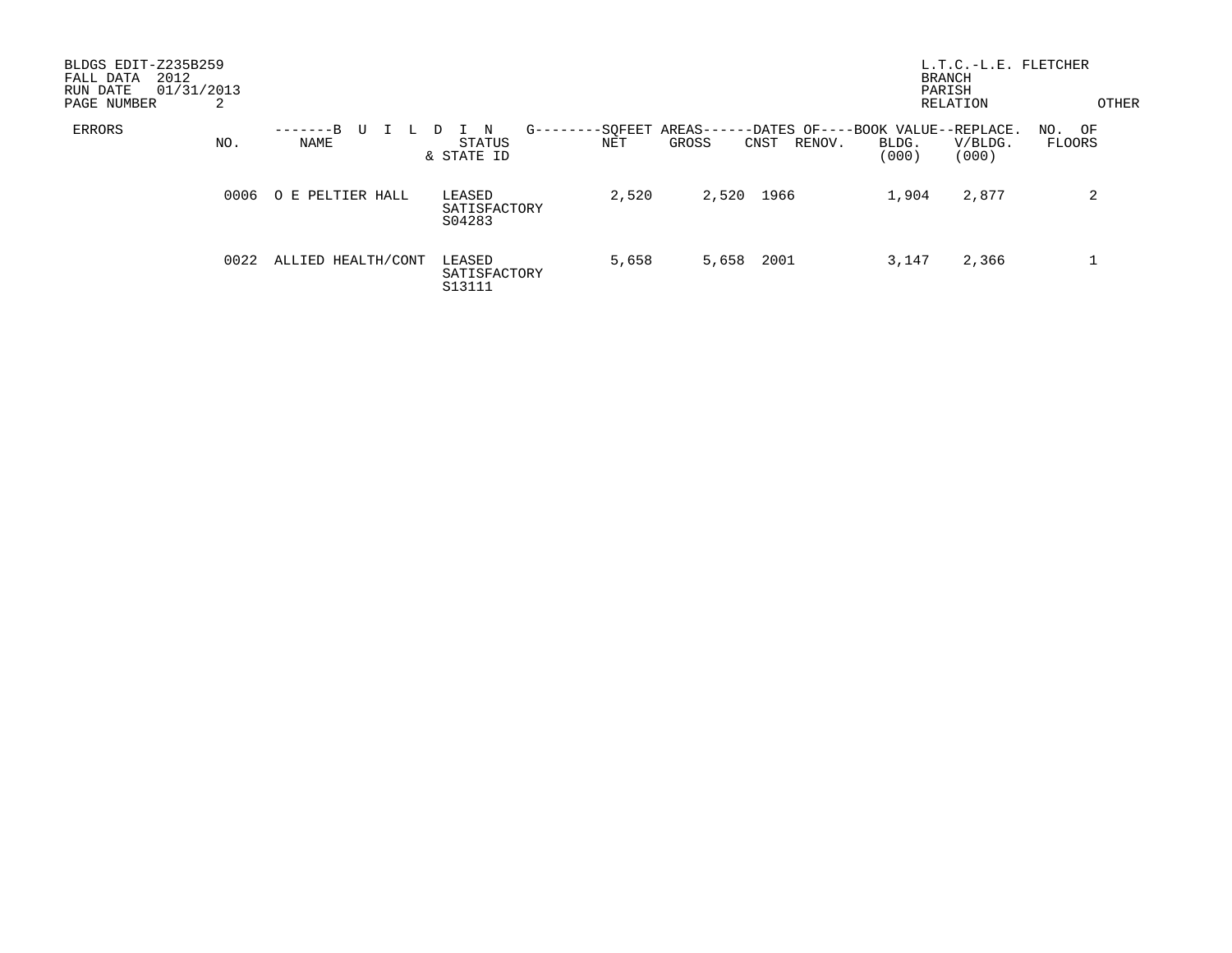BLDGS EDIT-Z235B259
FALL DATA 2012
RUN DATE 01/31/2013
PAGE NUMBER 2

L.T.C.-L.E. FLETCHER
BRANCH
PARISH
RELATION OTHER

| ERRORS | NO. | B U I L D I N G NAME | STATUS & STATE ID | SQFEET AREAS NET | GROSS | DATES OF CNST | RENOV. | BOOK VALUE BLDG. (000) | REPLACE. V/BLDG. (000) | NO. OF FLOORS |
|---|---|---|---|---|---|---|---|---|---|---|
| | 0006 | O E PELTIER HALL | LEASED SATISFACTORY S04283 | 2,520 | 2,520 | 1966 | | 1,904 | 2,877 | 2 |
| | 0022 | ALLIED HEALTH/CONT | LEASED SATISFACTORY S13111 | 5,658 | 5,658 | 2001 | | 3,147 | 2,366 | 1 |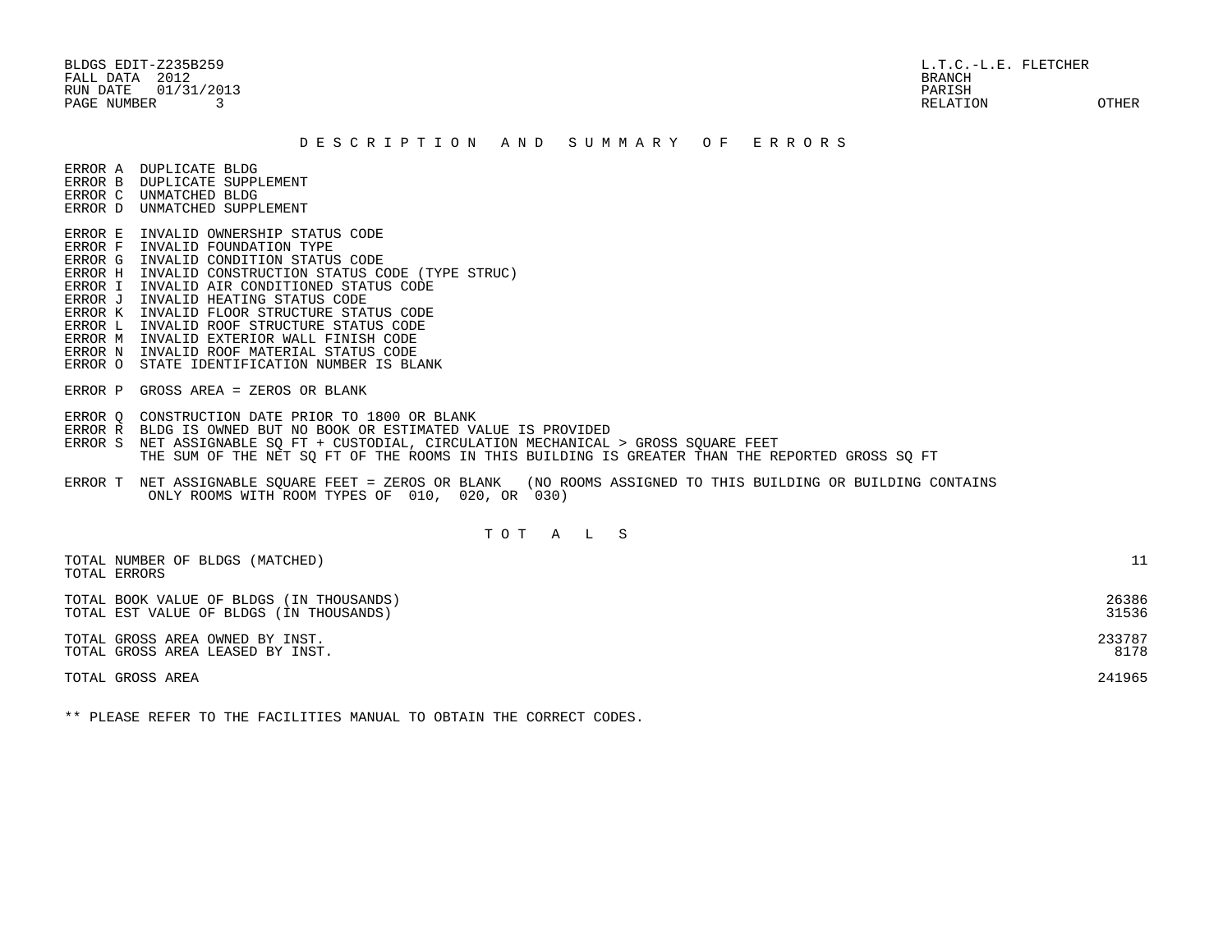BLDGS EDIT-Z235B259
FALL DATA 2012
RUN DATE 01/31/2013
PAGE NUMBER 3

L.T.C.-L.E. FLETCHER
BRANCH
PARISH
RELATION OTHER

## D E S C R I P T I O N A N D S U M M A R Y O F E R R O R S

ERROR A DUPLICATE BLDG
ERROR B DUPLICATE SUPPLEMENT
ERROR C UNMATCHED BLDG
ERROR D UNMATCHED SUPPLEMENT

ERROR E INVALID OWNERSHIP STATUS CODE
ERROR F INVALID FOUNDATION TYPE
ERROR G INVALID CONDITION STATUS CODE
ERROR H INVALID CONSTRUCTION STATUS CODE (TYPE STRUC)
ERROR I INVALID AIR CONDITIONED STATUS CODE
ERROR J INVALID HEATING STATUS CODE
ERROR K INVALID FLOOR STRUCTURE STATUS CODE
ERROR L INVALID ROOF STRUCTURE STATUS CODE
ERROR M INVALID EXTERIOR WALL FINISH CODE
ERROR N INVALID ROOF MATERIAL STATUS CODE
ERROR O STATE IDENTIFICATION NUMBER IS BLANK

ERROR P GROSS AREA = ZEROS OR BLANK

ERROR Q CONSTRUCTION DATE PRIOR TO 1800 OR BLANK
ERROR R BLDG IS OWNED BUT NO BOOK OR ESTIMATED VALUE IS PROVIDED
ERROR S NET ASSIGNABLE SQ FT + CUSTODIAL, CIRCULATION MECHANICAL > GROSS SQUARE FEET
THE SUM OF THE NET SQ FT OF THE ROOMS IN THIS BUILDING IS GREATER THAN THE REPORTED GROSS SQ FT

ERROR T NET ASSIGNABLE SQUARE FEET = ZEROS OR BLANK (NO ROOMS ASSIGNED TO THIS BUILDING OR BUILDING CONTAINS ONLY ROOMS WITH ROOM TYPES OF 010, 020, OR 030)

## T O T A L S

| | |
|---|---|
| TOTAL NUMBER OF BLDGS (MATCHED) | 11 |
| TOTAL ERRORS | |
| TOTAL BOOK VALUE OF BLDGS (IN THOUSANDS) | 26386 |
| TOTAL EST VALUE OF BLDGS (IN THOUSANDS) | 31536 |
| TOTAL GROSS AREA OWNED BY INST. | 233787 |
| TOTAL GROSS AREA LEASED BY INST. | 8178 |
| TOTAL GROSS AREA | 241965 |

** PLEASE REFER TO THE FACILITIES MANUAL TO OBTAIN THE CORRECT CODES.